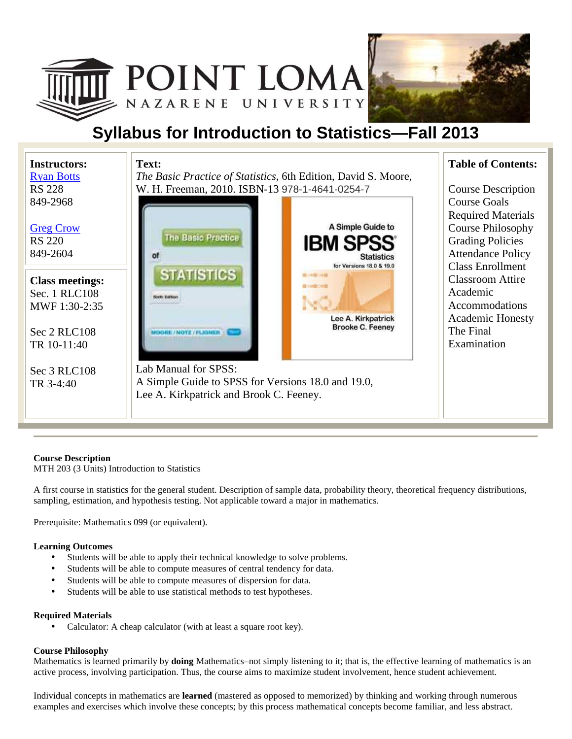# Syllabus for Introduction to Statistics—Fall 2013

**Instructors:**
Ryan Botts
RS 228
849-2968

Greg Crow
RS 220
849-2604

**Class meetings:**
Sec. 1 RLC108
MWF 1:30-2:35

Sec 2 RLC108
TR 10-11:40

Sec 3 RLC108
TR 3-4:40

**Text:**
*The Basic Practice of Statistics*, 6th Edition, David S. Moore, W. H. Freeman, 2010. ISBN-13 978-1-4641-0254-7

Lab Manual for SPSS:
A Simple Guide to SPSS for Versions 18.0 and 19.0, Lee A. Kirkpatrick and Brook C. Feeney.

**Table of Contents:**

- Course Description
- Course Goals
- Required Materials
- Course Philosophy
- Grading Policies
- Attendance Policy
- Class Enrollment
- Classroom Attire
- Academic Accommodations
- Academic Honesty
- The Final Examination

---

**Course Description**

MTH 203 (3 Units) Introduction to Statistics

A first course in statistics for the general student. Description of sample data, probability theory, theoretical frequency distributions, sampling, estimation, and hypothesis testing. Not applicable toward a major in mathematics.

Prerequisite: Mathematics 099 (or equivalent).

**Learning Outcomes**

- Students will be able to apply their technical knowledge to solve problems.
- Students will be able to compute measures of central tendency for data.
- Students will be able to compute measures of dispersion for data.
- Students will be able to use statistical methods to test hypotheses.

**Required Materials**

- Calculator: A cheap calculator (with at least a square root key).

**Course Philosophy**

Mathematics is learned primarily by **doing** Mathematics–not simply listening to it; that is, the effective learning of mathematics is an active process, involving participation. Thus, the course aims to maximize student involvement, hence student achievement.

Individual concepts in mathematics are **learned** (mastered as opposed to memorized) by thinking and working through numerous examples and exercises which involve these concepts; by this process mathematical concepts become familiar, and less abstract.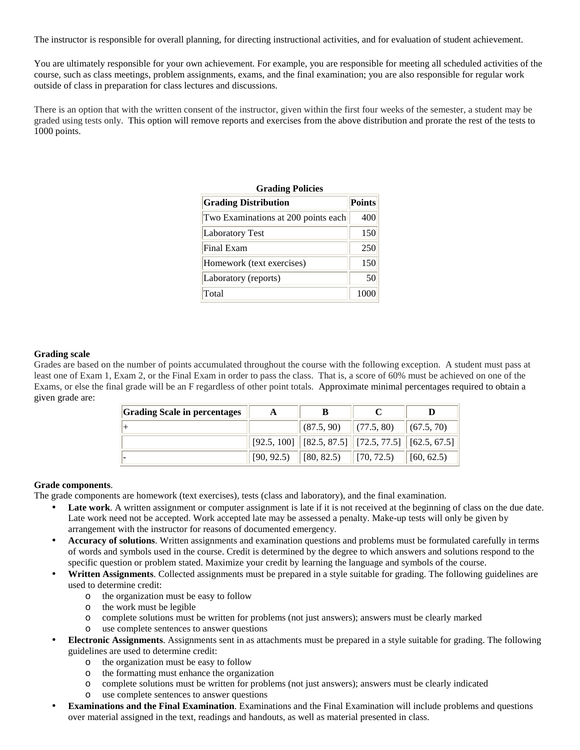The instructor is responsible for overall planning, for directing instructional activities, and for evaluation of student achievement.

You are ultimately responsible for your own achievement. For example, you are responsible for meeting all scheduled activities of the course, such as class meetings, problem assignments, exams, and the final examination; you are also responsible for regular work outside of class in preparation for class lectures and discussions.

There is an option that with the written consent of the instructor, given within the first four weeks of the semester, a student may be graded using tests only. This option will remove reports and exercises from the above distribution and prorate the rest of the tests to 1000 points.

**Grading Policies**

| **Grading Distribution** | **Points** |
| --- | --- |
| Two Examinations at 200 points each | 400 |
| Laboratory Test | 150 |
| Final Exam | 250 |
| Homework (text exercises) | 150 |
| Laboratory (reports) | 50 |
| Total | 1000 |

**Grading scale**
Grades are based on the number of points accumulated throughout the course with the following exception. A student must pass at least one of Exam 1, Exam 2, or the Final Exam in order to pass the class. That is, a score of 60% must be achieved on one of the Exams, or else the final grade will be an F regardless of other point totals. Approximate minimal percentages required to obtain a given grade are:

| **Grading Scale in percentages** | **A** | **B** | **C** | **D** |
| --- | --- | --- | --- | --- |
| + | | (87.5, 90) | (77.5, 80) | (67.5, 70) |
| | [92.5, 100] | [82.5, 87.5] | [72.5, 77.5] | [62.5, 67.5] |
| - | [90, 92.5) | [80, 82.5) | [70, 72.5) | [60, 62.5) |

**Grade components**.
The grade components are homework (text exercises), tests (class and laboratory), and the final examination.

- **Late work**. A written assignment or computer assignment is late if it is not received at the beginning of class on the due date. Late work need not be accepted. Work accepted late may be assessed a penalty. Make-up tests will only be given by arrangement with the instructor for reasons of documented emergency.
- **Accuracy of solutions**. Written assignments and examination questions and problems must be formulated carefully in terms of words and symbols used in the course. Credit is determined by the degree to which answers and solutions respond to the specific question or problem stated. Maximize your credit by learning the language and symbols of the course.
- **Written Assignments**. Collected assignments must be prepared in a style suitable for grading. The following guidelines are used to determine credit:
  - the organization must be easy to follow
  - the work must be legible
  - complete solutions must be written for problems (not just answers); answers must be clearly marked
  - use complete sentences to answer questions
- **Electronic Assignments**. Assignments sent in as attachments must be prepared in a style suitable for grading. The following guidelines are used to determine credit:
  - the organization must be easy to follow
  - the formatting must enhance the organization
  - complete solutions must be written for problems (not just answers); answers must be clearly indicated
  - use complete sentences to answer questions
- **Examinations and the Final Examination**. Examinations and the Final Examination will include problems and questions over material assigned in the text, readings and handouts, as well as material presented in class.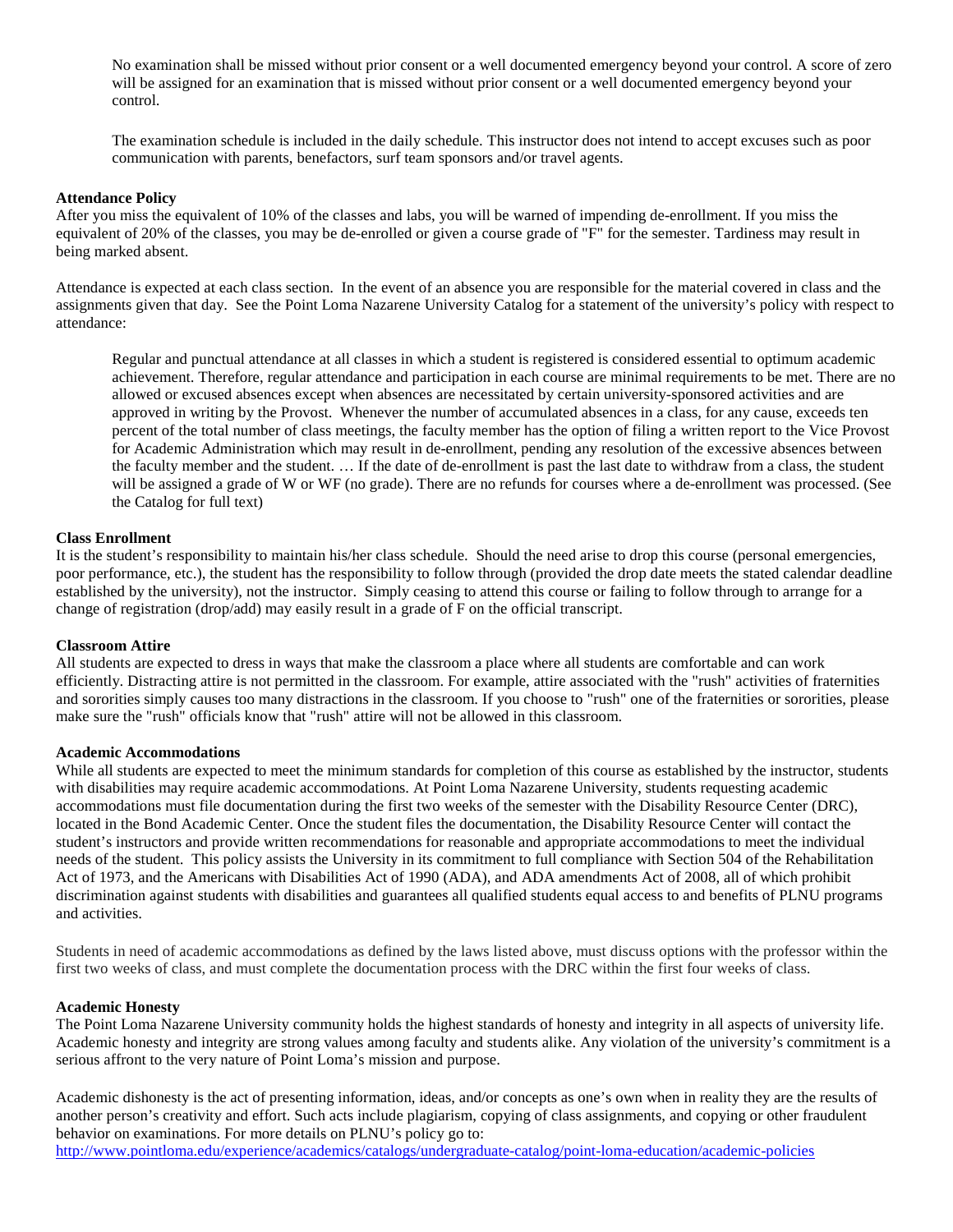> No examination shall be missed without prior consent or a well documented emergency beyond your control. A score of zero will be assigned for an examination that is missed without prior consent or a well documented emergency beyond your control.
>
> The examination schedule is included in the daily schedule. This instructor does not intend to accept excuses such as poor communication with parents, benefactors, surf team sponsors and/or travel agents.

**Attendance Policy**

After you miss the equivalent of 10% of the classes and labs, you will be warned of impending de-enrollment. If you miss the equivalent of 20% of the classes, you may be de-enrolled or given a course grade of "F" for the semester. Tardiness may result in being marked absent.

Attendance is expected at each class section. In the event of an absence you are responsible for the material covered in class and the assignments given that day. See the Point Loma Nazarene University Catalog for a statement of the university's policy with respect to attendance:

> Regular and punctual attendance at all classes in which a student is registered is considered essential to optimum academic achievement. Therefore, regular attendance and participation in each course are minimal requirements to be met. There are no allowed or excused absences except when absences are necessitated by certain university-sponsored activities and are approved in writing by the Provost. Whenever the number of accumulated absences in a class, for any cause, exceeds ten percent of the total number of class meetings, the faculty member has the option of filing a written report to the Vice Provost for Academic Administration which may result in de-enrollment, pending any resolution of the excessive absences between the faculty member and the student. … If the date of de-enrollment is past the last date to withdraw from a class, the student will be assigned a grade of W or WF (no grade). There are no refunds for courses where a de-enrollment was processed. (See the Catalog for full text)

**Class Enrollment**

It is the student's responsibility to maintain his/her class schedule. Should the need arise to drop this course (personal emergencies, poor performance, etc.), the student has the responsibility to follow through (provided the drop date meets the stated calendar deadline established by the university), not the instructor. Simply ceasing to attend this course or failing to follow through to arrange for a change of registration (drop/add) may easily result in a grade of F on the official transcript.

**Classroom Attire**

All students are expected to dress in ways that make the classroom a place where all students are comfortable and can work efficiently. Distracting attire is not permitted in the classroom. For example, attire associated with the "rush" activities of fraternities and sororities simply causes too many distractions in the classroom. If you choose to "rush" one of the fraternities or sororities, please make sure the "rush" officials know that "rush" attire will not be allowed in this classroom.

**Academic Accommodations**

While all students are expected to meet the minimum standards for completion of this course as established by the instructor, students with disabilities may require academic accommodations. At Point Loma Nazarene University, students requesting academic accommodations must file documentation during the first two weeks of the semester with the Disability Resource Center (DRC), located in the Bond Academic Center. Once the student files the documentation, the Disability Resource Center will contact the student's instructors and provide written recommendations for reasonable and appropriate accommodations to meet the individual needs of the student. This policy assists the University in its commitment to full compliance with Section 504 of the Rehabilitation Act of 1973, and the Americans with Disabilities Act of 1990 (ADA), and ADA amendments Act of 2008, all of which prohibit discrimination against students with disabilities and guarantees all qualified students equal access to and benefits of PLNU programs and activities.

Students in need of academic accommodations as defined by the laws listed above, must discuss options with the professor within the first two weeks of class, and must complete the documentation process with the DRC within the first four weeks of class.

**Academic Honesty**

The Point Loma Nazarene University community holds the highest standards of honesty and integrity in all aspects of university life. Academic honesty and integrity are strong values among faculty and students alike. Any violation of the university's commitment is a serious affront to the very nature of Point Loma's mission and purpose.

Academic dishonesty is the act of presenting information, ideas, and/or concepts as one's own when in reality they are the results of another person's creativity and effort. Such acts include plagiarism, copying of class assignments, and copying or other fraudulent behavior on examinations. For more details on PLNU's policy go to:
http://www.pointloma.edu/experience/academics/catalogs/undergraduate-catalog/point-loma-education/academic-policies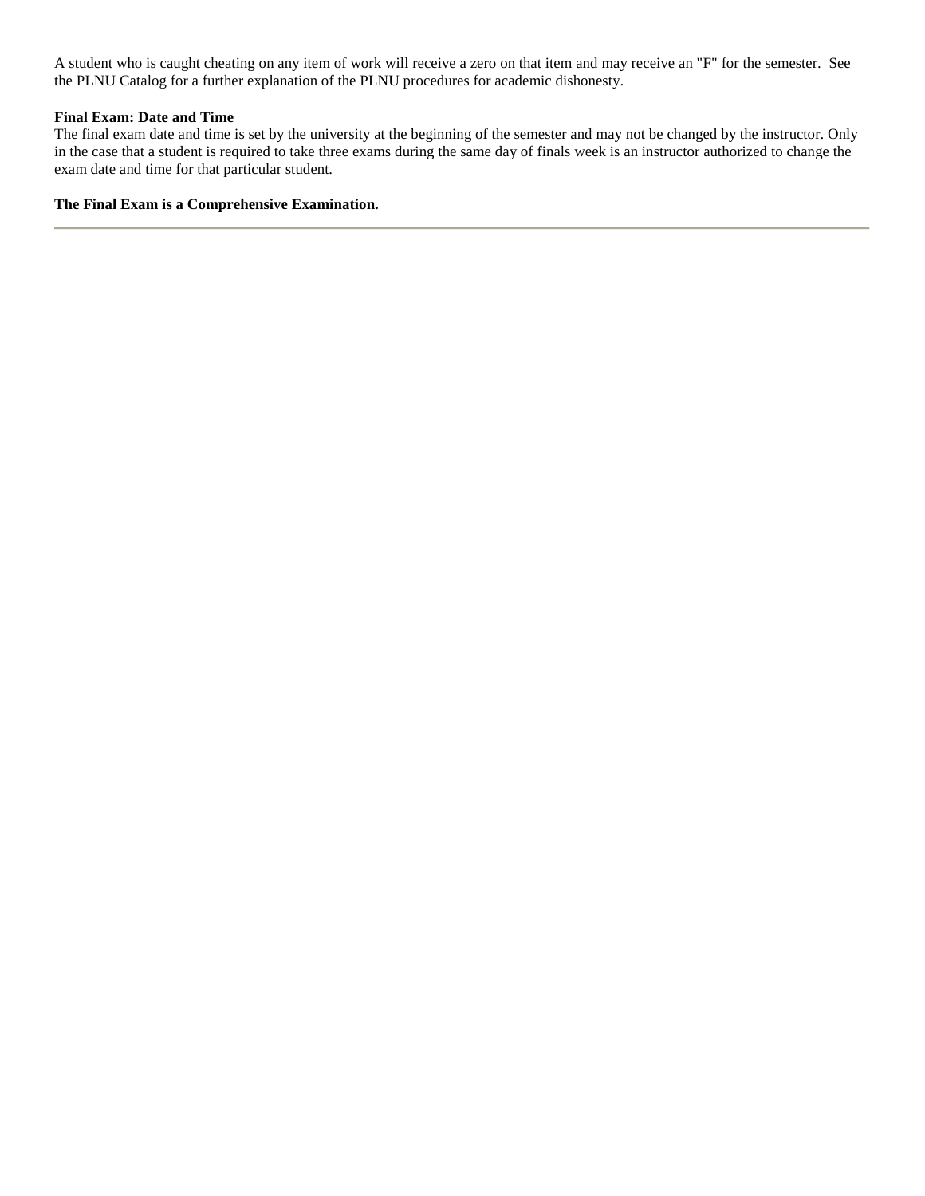A student who is caught cheating on any item of work will receive a zero on that item and may receive an "F" for the semester. See the PLNU Catalog for a further explanation of the PLNU procedures for academic dishonesty.

**Final Exam: Date and Time**

The final exam date and time is set by the university at the beginning of the semester and may not be changed by the instructor. Only in the case that a student is required to take three exams during the same day of finals week is an instructor authorized to change the exam date and time for that particular student.

**The Final Exam is a Comprehensive Examination.**

---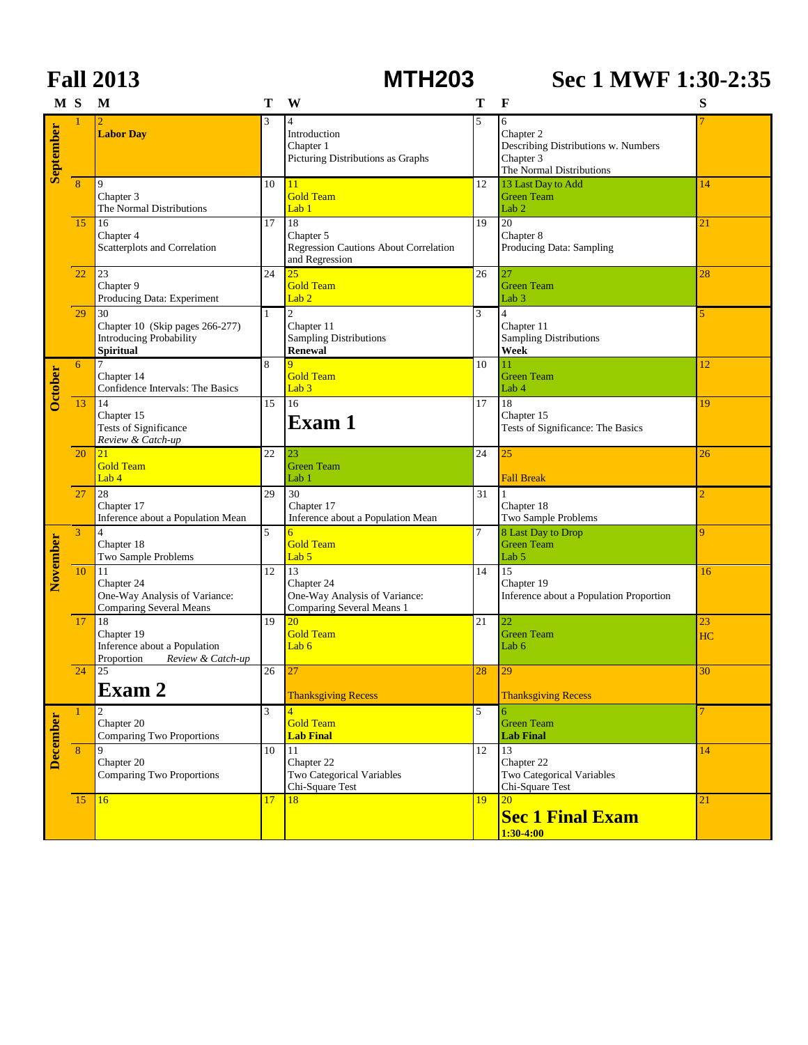# Fall 2013 MTH203 Sec 1 MWF 1:30-2:35

| Month | S | M | T | W | T | F | S |
|---|---|---|---|---|---|---|---|
| September | 1 | 2 **Labor Day** | 3 | 4 Introduction Chapter 1 Picturing Distributions as Graphs | 5 | 6 Chapter 2 Describing Distributions w. Numbers Chapter 3 The Normal Distributions | 7 |
| | 8 | 9 Chapter 3 The Normal Distributions | 10 | 11 Gold Team Lab 1 | 12 | 13 Last Day to Add Green Team Lab 2 | 14 |
| | 15 | 16 Chapter 4 Scatterplots and Correlation | 17 | 18 Chapter 5 Regression Cautions About Correlation and Regression | 19 | 20 Chapter 8 Producing Data: Sampling | 21 |
| | 22 | 23 Chapter 9 Producing Data: Experiment | 24 | 25 Gold Team Lab 2 | 26 | 27 Green Team Lab 3 | 28 |
| | 29 | 30 Chapter 10 (Skip pages 266-277) Introducing Probability **Spiritual** | 1 | 2 Chapter 11 Sampling Distributions **Renewal** | 3 | 4 Chapter 11 Sampling Distributions **Week** | 5 |
| October | 6 | 7 Chapter 14 Confidence Intervals: The Basics | 8 | 9 Gold Team Lab 3 | 10 | 11 Green Team Lab 4 | 12 |
| | 13 | 14 Chapter 15 Tests of Significance *Review & Catch-up* | 15 | 16 **Exam 1** | 17 | 18 Chapter 15 Tests of Significance: The Basics | 19 |
| | 20 | 21 Gold Team Lab 4 | 22 | 23 Green Team Lab 1 | 24 | 25 Fall Break | 26 |
| | 27 | 28 Chapter 17 Inference about a Population Mean | 29 | 30 Chapter 17 Inference about a Population Mean | 31 | 1 Chapter 18 Two Sample Problems | 2 |
| November | 3 | 4 Chapter 18 Two Sample Problems | 5 | 6 Gold Team Lab 5 | 7 | 8 Last Day to Drop Green Team Lab 5 | 9 |
| | 10 | 11 Chapter 24 One-Way Analysis of Variance: Comparing Several Means | 12 | 13 Chapter 24 One-Way Analysis of Variance: Comparing Several Means 1 | 14 | 15 Chapter 19 Inference about a Population Proportion | 16 |
| | 17 | 18 Chapter 19 Inference about a Population Proportion *Review & Catch-up* | 19 | 20 Gold Team Lab 6 | 21 | 22 Green Team Lab 6 | 23 HC |
| | 24 | 25 **Exam 2** | 26 | 27 Thanksgiving Recess | 28 | 29 Thanksgiving Recess | 30 |
| December | 1 | 2 Chapter 20 Comparing Two Proportions | 3 | 4 Gold Team **Lab Final** | 5 | 6 Green Team **Lab Final** | 7 |
| | 8 | 9 Chapter 20 Comparing Two Proportions | 10 | 11 Chapter 22 Two Categorical Variables Chi-Square Test | 12 | 13 Chapter 22 Two Categorical Variables Chi-Square Test | 14 |
| | 15 | 16 | 17 | 18 | 19 | 20 **Sec 1 Final Exam 1:30-4:00** | 21 |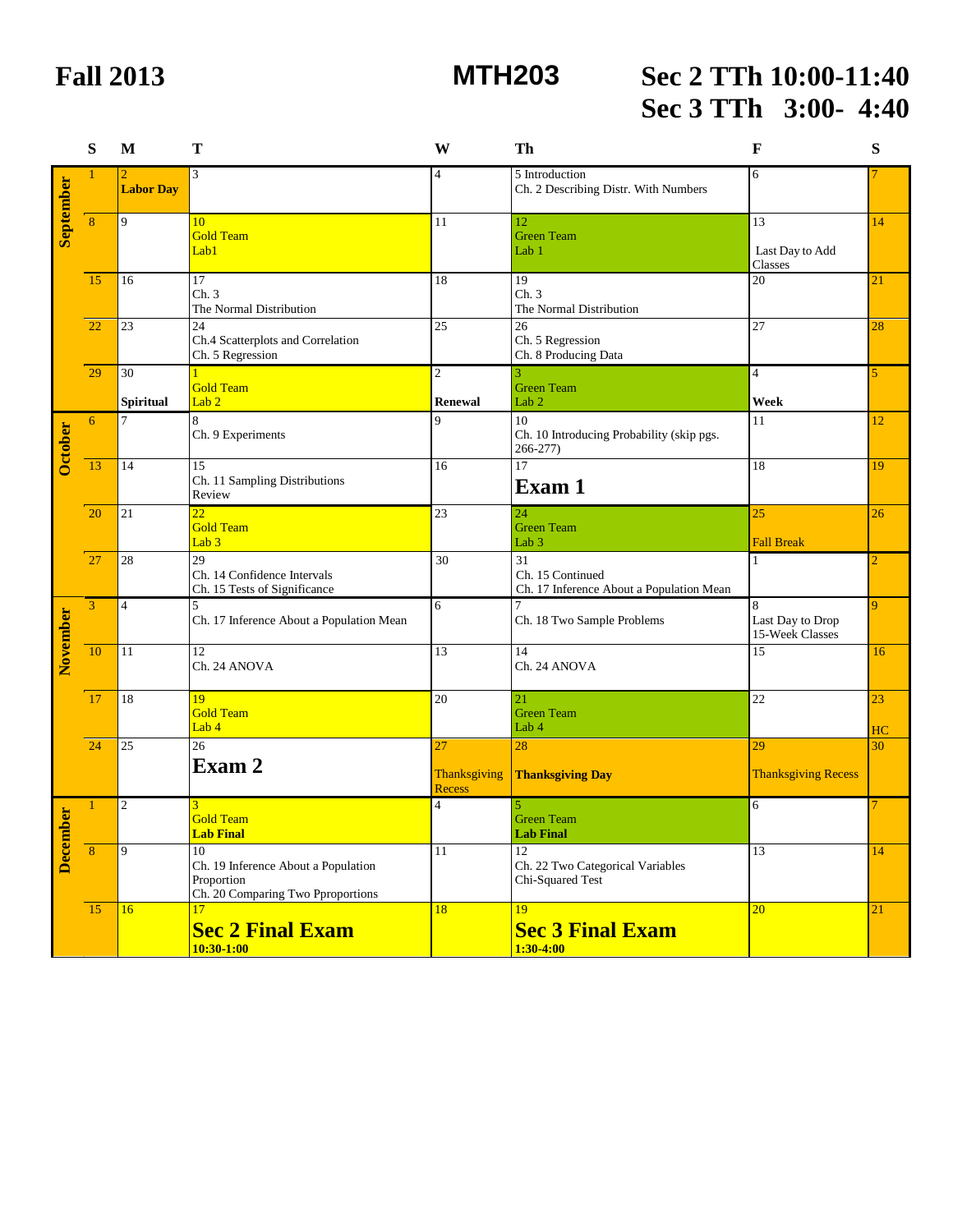# Fall 2013

# MTH203

**Sec 2 TTh 10:00-11:40**
**Sec 3 TTh 3:00- 4:40**

| | S | M | T | W | Th | F | S |
|---|---|---|---|---|---|---|---|
| **September** | 1 | 2 **Labor Day** | 3 | 4 | 5 Introduction Ch. 2 Describing Distr. With Numbers | 6 | 7 |
| | 8 | 9 | 10 Gold Team Lab1 | 11 | 12 Green Team Lab 1 | 13 Last Day to Add Classes | 14 |
| | 15 | 16 | 17 Ch. 3 The Normal Distribution | 18 | 19 Ch. 3 The Normal Distribution | 20 | 21 |
| | 22 | 23 | 24 Ch.4 Scatterplots and Correlation Ch. 5 Regression | 25 | 26 Ch. 5 Regression Ch. 8 Producing Data | 27 | 28 |
| | 29 | 30 **Spiritual** | 1 Gold Team Lab 2 | 2 **Renewal** | 3 Green Team Lab 2 | 4 **Week** | 5 |
| **October** | 6 | 7 | 8 Ch. 9 Experiments | 9 | 10 Ch. 10 Introducing Probability (skip pgs. 266-277) | 11 | 12 |
| | 13 | 14 | 15 Ch. 11 Sampling Distributions Review | 16 | 17 **Exam 1** | 18 | 19 |
| | 20 | 21 | 22 Gold Team Lab 3 | 23 | 24 Green Team Lab 3 | 25 Fall Break | 26 |
| | 27 | 28 | 29 Ch. 14 Confidence Intervals Ch. 15 Tests of Significance | 30 | 31 Ch. 15 Continued Ch. 17 Inference About a Population Mean | 1 | 2 |
| **November** | 3 | 4 | 5 Ch. 17 Inference About a Population Mean | 6 | 7 Ch. 18 Two Sample Problems | 8 Last Day to Drop 15-Week Classes | 9 |
| | 10 | 11 | 12 Ch. 24 ANOVA | 13 | 14 Ch. 24 ANOVA | 15 | 16 |
| | 17 | 18 | 19 Gold Team Lab 4 | 20 | 21 Green Team Lab 4 | 22 | 23 HC |
| | 24 | 25 | 26 **Exam 2** | 27 Thanksgiving Recess | 28 **Thanksgiving Day** | 29 Thanksgiving Recess | 30 |
| **December** | 1 | 2 | 3 Gold Team **Lab Final** | 4 | 5 Green Team **Lab Final** | 6 | 7 |
| | 8 | 9 | 10 Ch. 19 Inference About a Population Proportion Ch. 20 Comparing Two Pproportions | 11 | 12 Ch. 22 Two Categorical Variables Chi-Squared Test | 13 | 14 |
| | 15 | 16 | 17 **Sec 2 Final Exam** **10:30-1:00** | 18 | 19 **Sec 3 Final Exam** **1:30-4:00** | 20 | 21 |